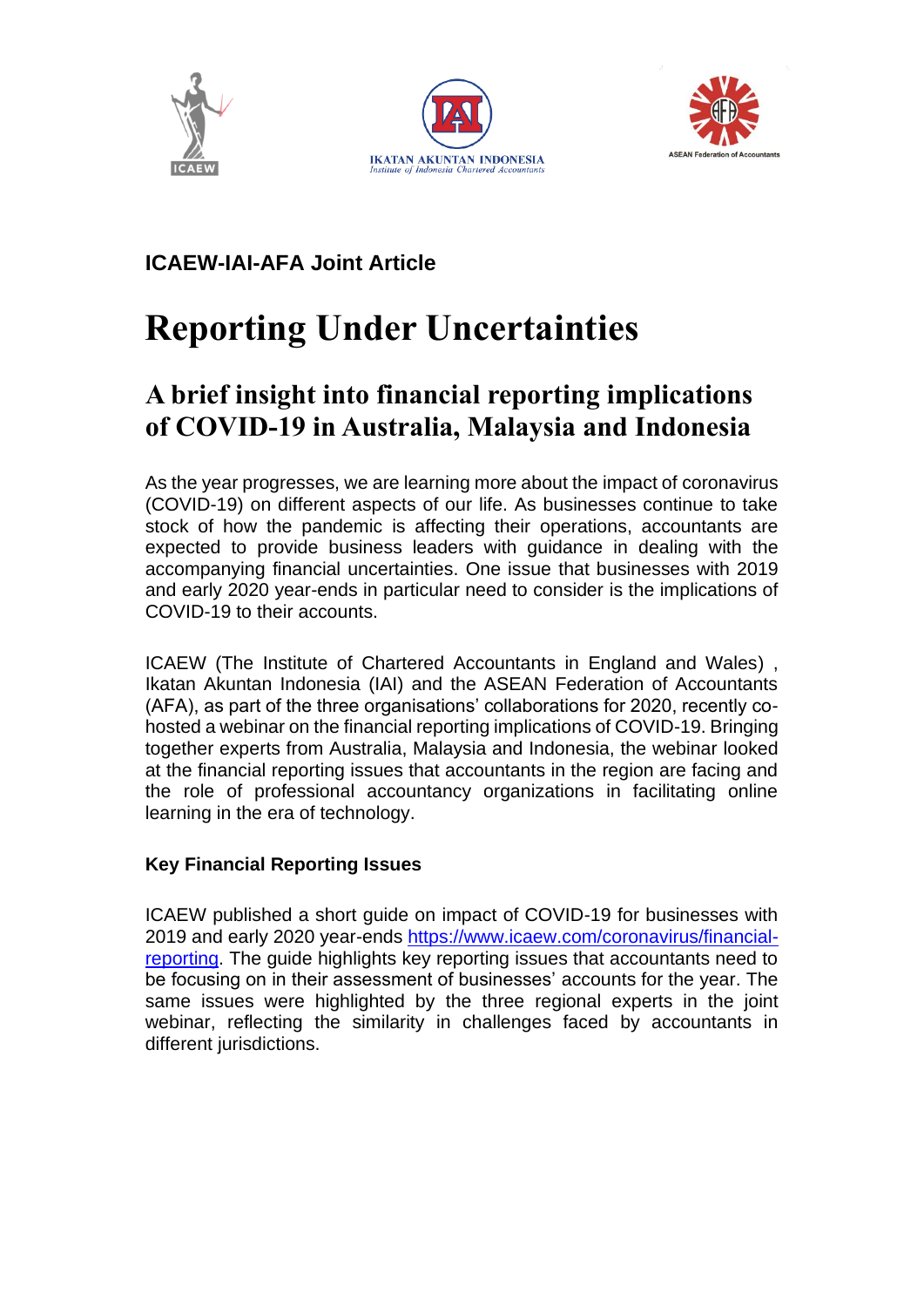ICAEW

IKATAN AKUNTAN INDONESIA
*Institute of Indonesia Chartered Accountants*

ASEAN Federation of Accountants

**ICAEW-IAI-AFA Joint Article**

# Reporting Under Uncertainties

## A brief insight into financial reporting implications of COVID-19 in Australia, Malaysia and Indonesia

As the year progresses, we are learning more about the impact of coronavirus (COVID-19) on different aspects of our life. As businesses continue to take stock of how the pandemic is affecting their operations, accountants are expected to provide business leaders with guidance in dealing with the accompanying financial uncertainties. One issue that businesses with 2019 and early 2020 year-ends in particular need to consider is the implications of COVID-19 to their accounts.

ICAEW (The Institute of Chartered Accountants in England and Wales) , Ikatan Akuntan Indonesia (IAI) and the ASEAN Federation of Accountants (AFA), as part of the three organisations' collaborations for 2020, recently co-hosted a webinar on the financial reporting implications of COVID-19. Bringing together experts from Australia, Malaysia and Indonesia, the webinar looked at the financial reporting issues that accountants in the region are facing and the role of professional accountancy organizations in facilitating online learning in the era of technology.

### Key Financial Reporting Issues

ICAEW published a short guide on impact of COVID-19 for businesses with 2019 and early 2020 year-ends [https://www.icaew.com/coronavirus/financial-reporting](https://www.icaew.com/coronavirus/financial-reporting). The guide highlights key reporting issues that accountants need to be focusing on in their assessment of businesses' accounts for the year. The same issues were highlighted by the three regional experts in the joint webinar, reflecting the similarity in challenges faced by accountants in different jurisdictions.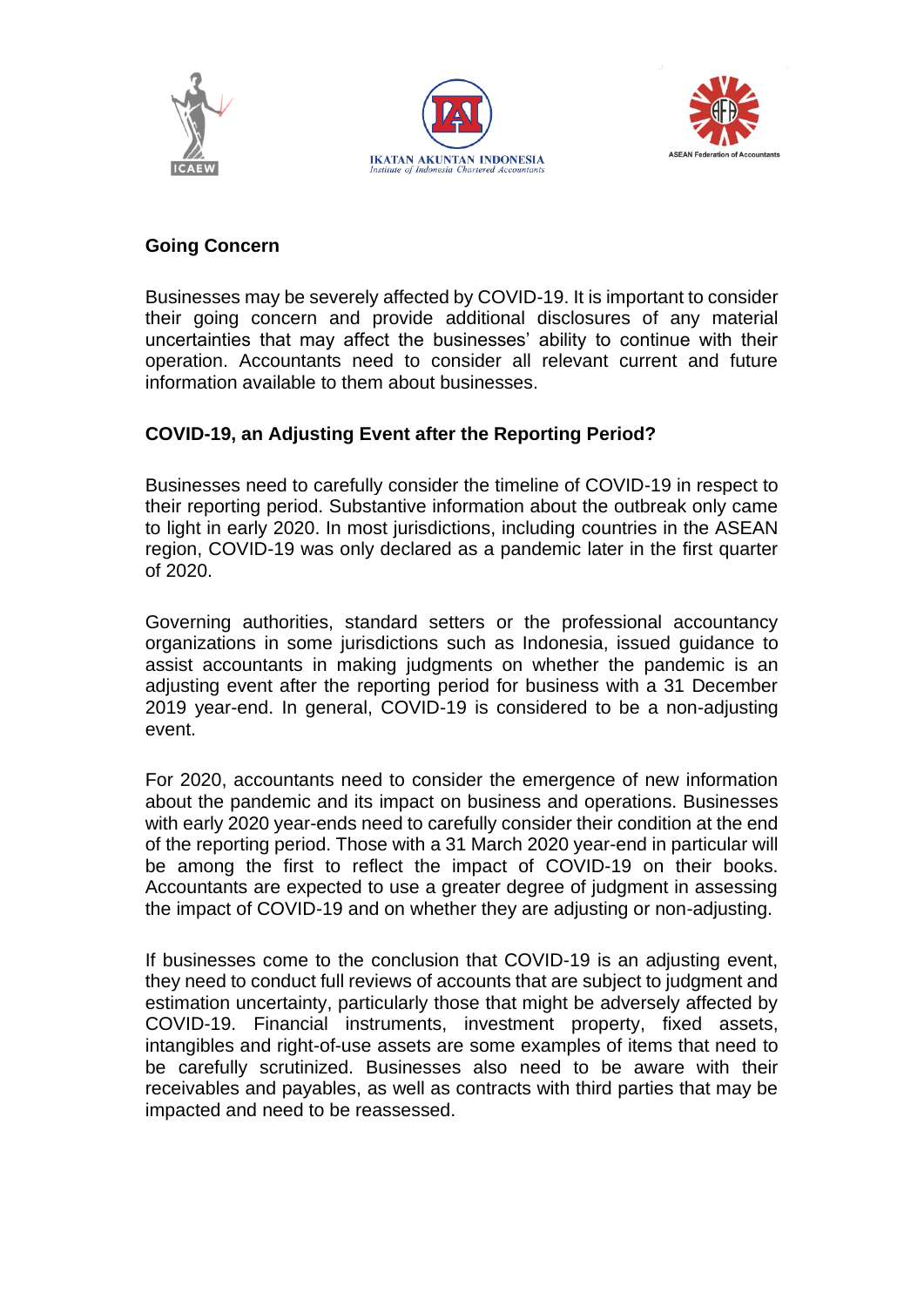## Going Concern

Businesses may be severely affected by COVID-19. It is important to consider their going concern and provide additional disclosures of any material uncertainties that may affect the businesses' ability to continue with their operation. Accountants need to consider all relevant current and future information available to them about businesses.

## COVID-19, an Adjusting Event after the Reporting Period?

Businesses need to carefully consider the timeline of COVID-19 in respect to their reporting period. Substantive information about the outbreak only came to light in early 2020. In most jurisdictions, including countries in the ASEAN region, COVID-19 was only declared as a pandemic later in the first quarter of 2020.

Governing authorities, standard setters or the professional accountancy organizations in some jurisdictions such as Indonesia, issued guidance to assist accountants in making judgments on whether the pandemic is an adjusting event after the reporting period for business with a 31 December 2019 year-end. In general, COVID-19 is considered to be a non-adjusting event.

For 2020, accountants need to consider the emergence of new information about the pandemic and its impact on business and operations. Businesses with early 2020 year-ends need to carefully consider their condition at the end of the reporting period. Those with a 31 March 2020 year-end in particular will be among the first to reflect the impact of COVID-19 on their books. Accountants are expected to use a greater degree of judgment in assessing the impact of COVID-19 and on whether they are adjusting or non-adjusting.

If businesses come to the conclusion that COVID-19 is an adjusting event, they need to conduct full reviews of accounts that are subject to judgment and estimation uncertainty, particularly those that might be adversely affected by COVID-19. Financial instruments, investment property, fixed assets, intangibles and right-of-use assets are some examples of items that need to be carefully scrutinized. Businesses also need to be aware with their receivables and payables, as well as contracts with third parties that may be impacted and need to be reassessed.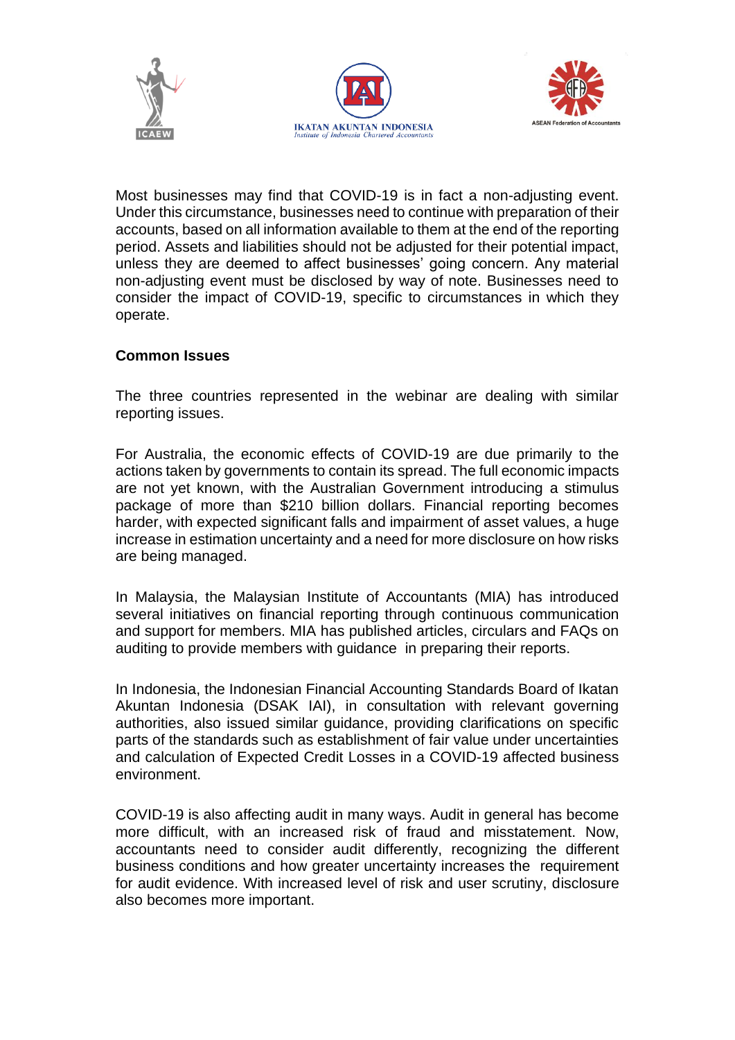Most businesses may find that COVID-19 is in fact a non-adjusting event. Under this circumstance, businesses need to continue with preparation of their accounts, based on all information available to them at the end of the reporting period. Assets and liabilities should not be adjusted for their potential impact, unless they are deemed to affect businesses' going concern. Any material non-adjusting event must be disclosed by way of note. Businesses need to consider the impact of COVID-19, specific to circumstances in which they operate.

**Common Issues**

The three countries represented in the webinar are dealing with similar reporting issues.

For Australia, the economic effects of COVID-19 are due primarily to the actions taken by governments to contain its spread. The full economic impacts are not yet known, with the Australian Government introducing a stimulus package of more than $210 billion dollars. Financial reporting becomes harder, with expected significant falls and impairment of asset values, a huge increase in estimation uncertainty and a need for more disclosure on how risks are being managed.

In Malaysia, the Malaysian Institute of Accountants (MIA) has introduced several initiatives on financial reporting through continuous communication and support for members. MIA has published articles, circulars and FAQs on auditing to provide members with guidance in preparing their reports.

In Indonesia, the Indonesian Financial Accounting Standards Board of Ikatan Akuntan Indonesia (DSAK IAI), in consultation with relevant governing authorities, also issued similar guidance, providing clarifications on specific parts of the standards such as establishment of fair value under uncertainties and calculation of Expected Credit Losses in a COVID-19 affected business environment.

COVID-19 is also affecting audit in many ways. Audit in general has become more difficult, with an increased risk of fraud and misstatement. Now, accountants need to consider audit differently, recognizing the different business conditions and how greater uncertainty increases the requirement for audit evidence. With increased level of risk and user scrutiny, disclosure also becomes more important.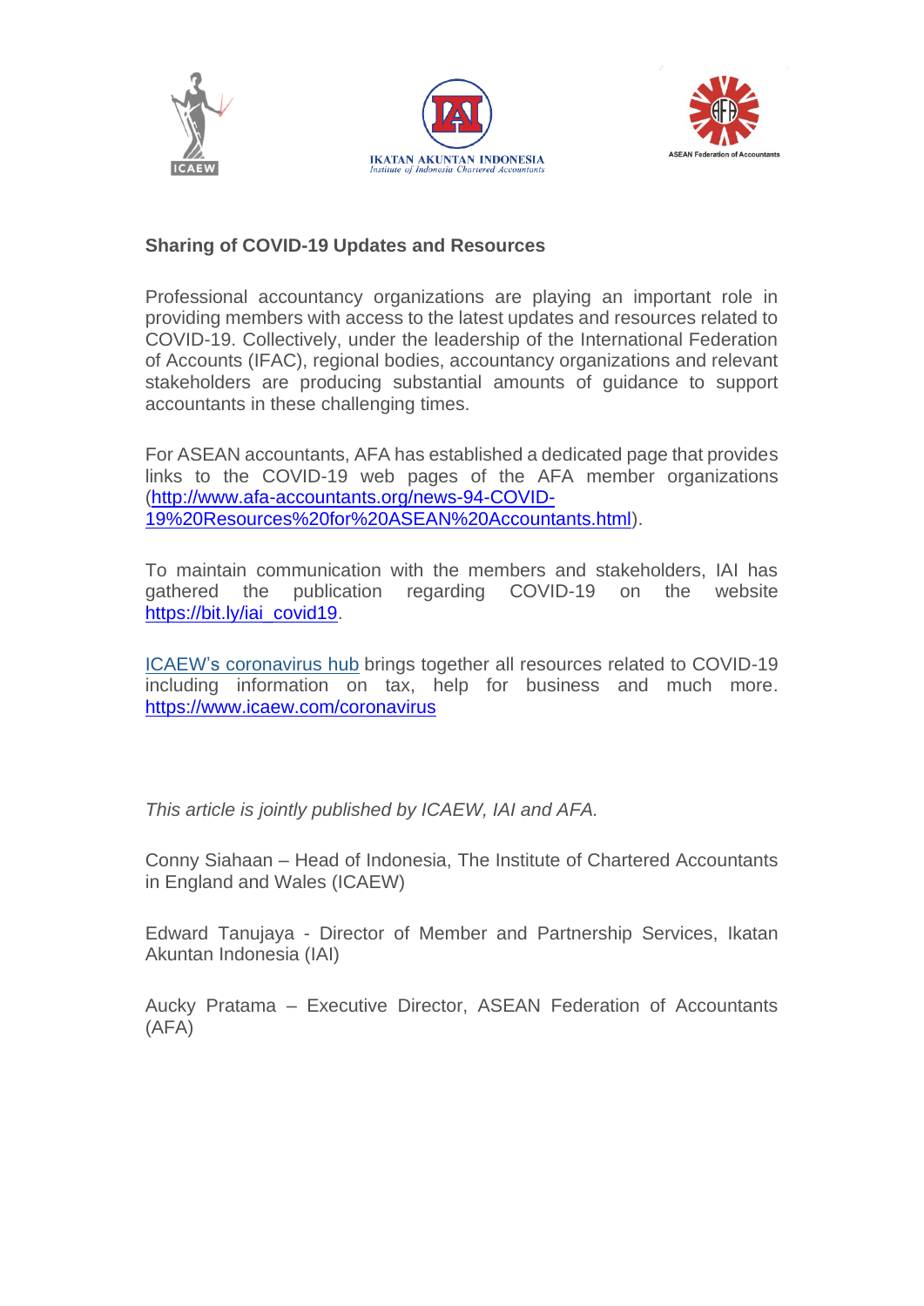**Sharing of COVID-19 Updates and Resources**

Professional accountancy organizations are playing an important role in providing members with access to the latest updates and resources related to COVID-19. Collectively, under the leadership of the International Federation of Accounts (IFAC), regional bodies, accountancy organizations and relevant stakeholders are producing substantial amounts of guidance to support accountants in these challenging times.

For ASEAN accountants, AFA has established a dedicated page that provides links to the COVID-19 web pages of the AFA member organizations (http://www.afa-accountants.org/news-94-COVID-19%20Resources%20for%20ASEAN%20Accountants.html).

To maintain communication with the members and stakeholders, IAI has gathered the publication regarding COVID-19 on the website https://bit.ly/iai_covid19.

ICAEW's coronavirus hub brings together all resources related to COVID-19 including information on tax, help for business and much more. https://www.icaew.com/coronavirus

*This article is jointly published by ICAEW, IAI and AFA.*

Conny Siahaan – Head of Indonesia, The Institute of Chartered Accountants in England and Wales (ICAEW)

Edward Tanujaya - Director of Member and Partnership Services, Ikatan Akuntan Indonesia (IAI)

Aucky Pratama – Executive Director, ASEAN Federation of Accountants (AFA)